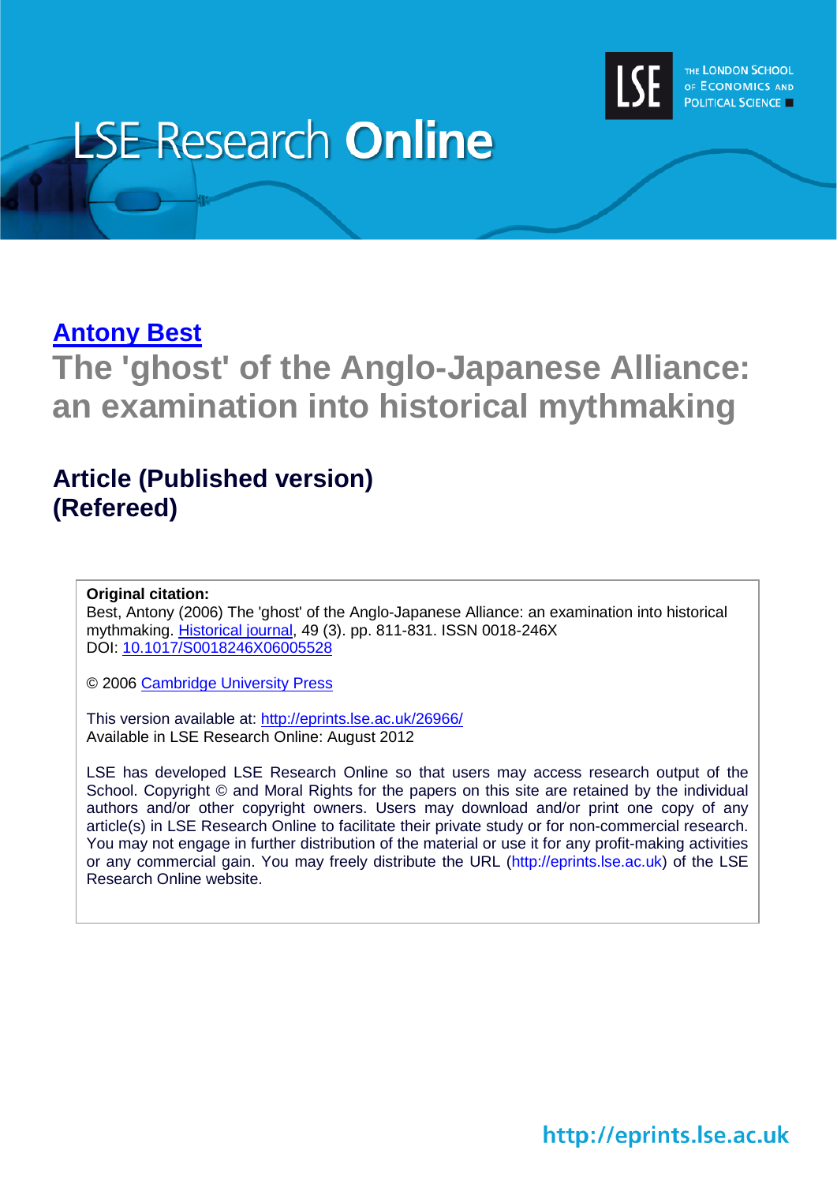LSE Research **Online**

THE LONDON SCHOOL OF ECONOMICS AND POLITICAL SCIENCE

[Antony Best](#)

# The 'ghost' of the Anglo-Japanese Alliance: an examination into historical mythmaking

## Article (Published version)
## (Refereed)

**Original citation:**
Best, Antony (2006) The 'ghost' of the Anglo-Japanese Alliance: an examination into historical mythmaking. Historical journal, 49 (3). pp. 811-831. ISSN 0018-246X
DOI: 10.1017/S0018246X06005528

© 2006 Cambridge University Press

This version available at: http://eprints.lse.ac.uk/26966/
Available in LSE Research Online: August 2012

LSE has developed LSE Research Online so that users may access research output of the School. Copyright © and Moral Rights for the papers on this site are retained by the individual authors and/or other copyright owners. Users may download and/or print one copy of any article(s) in LSE Research Online to facilitate their private study or for non-commercial research. You may not engage in further distribution of the material or use it for any profit-making activities or any commercial gain. You may freely distribute the URL (http://eprints.lse.ac.uk) of the LSE Research Online website.

http://eprints.lse.ac.uk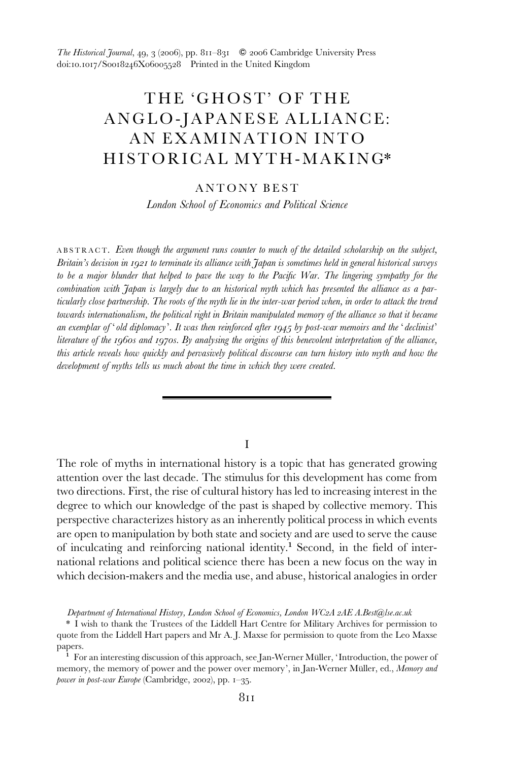# THE 'GHOST' OF THE ANGLO-JAPANESE ALLIANCE: AN EXAMINATION INTO HISTORICAL MYTH-MAKING*

ANTONY BEST

*London School of Economics and Political Science*

ABSTRACT. *Even though the argument runs counter to much of the detailed scholarship on the subject, Britain's decision in 1921 to terminate its alliance with Japan is sometimes held in general historical surveys to be a major blunder that helped to pave the way to the Pacific War. The lingering sympathy for the combination with Japan is largely due to an historical myth which has presented the alliance as a particularly close partnership. The roots of the myth lie in the inter-war period when, in order to attack the trend towards internationalism, the political right in Britain manipulated memory of the alliance so that it became an exemplar of 'old diplomacy'. It was then reinforced after 1945 by post-war memoirs and the 'declinist' literature of the 1960s and 1970s. By analysing the origins of this benevolent interpretation of the alliance, this article reveals how quickly and pervasively political discourse can turn history into myth and how the development of myths tells us much about the time in which they were created.*

## I

The role of myths in international history is a topic that has generated growing attention over the last decade. The stimulus for this development has come from two directions. First, the rise of cultural history has led to increasing interest in the degree to which our knowledge of the past is shaped by collective memory. This perspective characterizes history as an inherently political process in which events are open to manipulation by both state and society and are used to serve the cause of inculcating and reinforcing national identity.[1] Second, in the field of international relations and political science there has been a new focus on the way in which decision-makers and the media use, and abuse, historical analogies in order

*Department of International History, London School of Economics, London WC2A 2AE A.Best@lse.ac.uk*

\* I wish to thank the Trustees of the Liddell Hart Centre for Military Archives for permission to quote from the Liddell Hart papers and Mr A. J. Maxse for permission to quote from the Leo Maxse papers.

[1] For an interesting discussion of this approach, see Jan-Werner Müller, 'Introduction, the power of memory, the memory of power and the power over memory', in Jan-Werner Müller, ed., *Memory and power in post-war Europe* (Cambridge, 2002), pp. 1–35.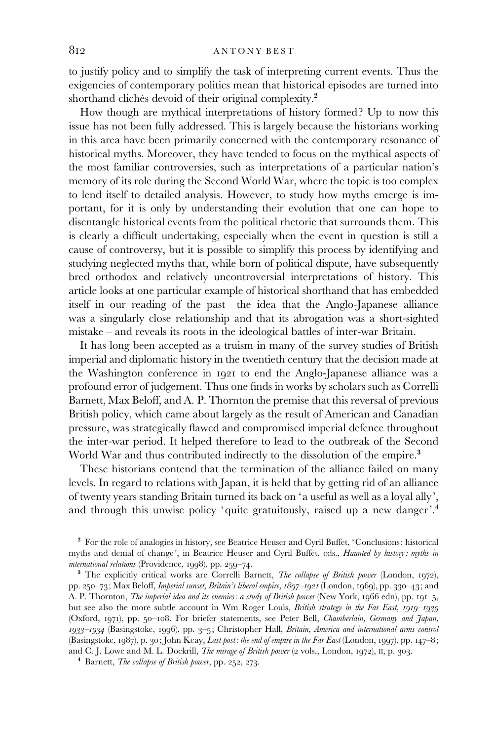to justify policy and to simplify the task of interpreting current events. Thus the exigencies of contemporary politics mean that historical episodes are turned into shorthand clichés devoid of their original complexity.[2]

How though are mythical interpretations of history formed? Up to now this issue has not been fully addressed. This is largely because the historians working in this area have been primarily concerned with the contemporary resonance of historical myths. Moreover, they have tended to focus on the mythical aspects of the most familiar controversies, such as interpretations of a particular nation's memory of its role during the Second World War, where the topic is too complex to lend itself to detailed analysis. However, to study how myths emerge is important, for it is only by understanding their evolution that one can hope to disentangle historical events from the political rhetoric that surrounds them. This is clearly a difficult undertaking, especially when the event in question is still a cause of controversy, but it is possible to simplify this process by identifying and studying neglected myths that, while born of political dispute, have subsequently bred orthodox and relatively uncontroversial interpretations of history. This article looks at one particular example of historical shorthand that has embedded itself in our reading of the past – the idea that the Anglo-Japanese alliance was a singularly close relationship and that its abrogation was a short-sighted mistake – and reveals its roots in the ideological battles of inter-war Britain.

It has long been accepted as a truism in many of the survey studies of British imperial and diplomatic history in the twentieth century that the decision made at the Washington conference in 1921 to end the Anglo-Japanese alliance was a profound error of judgement. Thus one finds in works by scholars such as Correlli Barnett, Max Beloff, and A. P. Thornton the premise that this reversal of previous British policy, which came about largely as the result of American and Canadian pressure, was strategically flawed and compromised imperial defence throughout the inter-war period. It helped therefore to lead to the outbreak of the Second World War and thus contributed indirectly to the dissolution of the empire.[3]

These historians contend that the termination of the alliance failed on many levels. In regard to relations with Japan, it is held that by getting rid of an alliance of twenty years standing Britain turned its back on 'a useful as well as a loyal ally', and through this unwise policy 'quite gratuitously, raised up a new danger'.[4]

---

[2] For the role of analogies in history, see Beatrice Heuser and Cyril Buffet, 'Conclusions: historical myths and denial of change', in Beatrice Heuser and Cyril Buffet, eds., *Haunted by history: myths in international relations* (Providence, 1998), pp. 259–74.

[3] The explicitly critical works are Correlli Barnett, *The collapse of British power* (London, 1972), pp. 250–73; Max Beloff, *Imperial sunset, Britain's liberal empire, 1897–1921* (London, 1969), pp. 330–43; and A. P. Thornton, *The imperial idea and its enemies: a study of British power* (New York, 1966 edn), pp. 191–5, but see also the more subtle account in Wm Roger Louis, *British strategy in the Far East, 1919–1939* (Oxford, 1971), pp. 50–108. For briefer statements, see Peter Bell, *Chamberlain, Germany and Japan, 1933–1934* (Basingstoke, 1996), pp. 3–5; Christopher Hall, *Britain, America and international arms control* (Basingstoke, 1987), p. 30; John Keay, *Last post: the end of empire in the Far East* (London, 1997), pp. 147–8; and C. J. Lowe and M. L. Dockrill, *The mirage of British power* (2 vols., London, 1972), II, p. 303.

[4] Barnett, *The collapse of British power*, pp. 252, 273.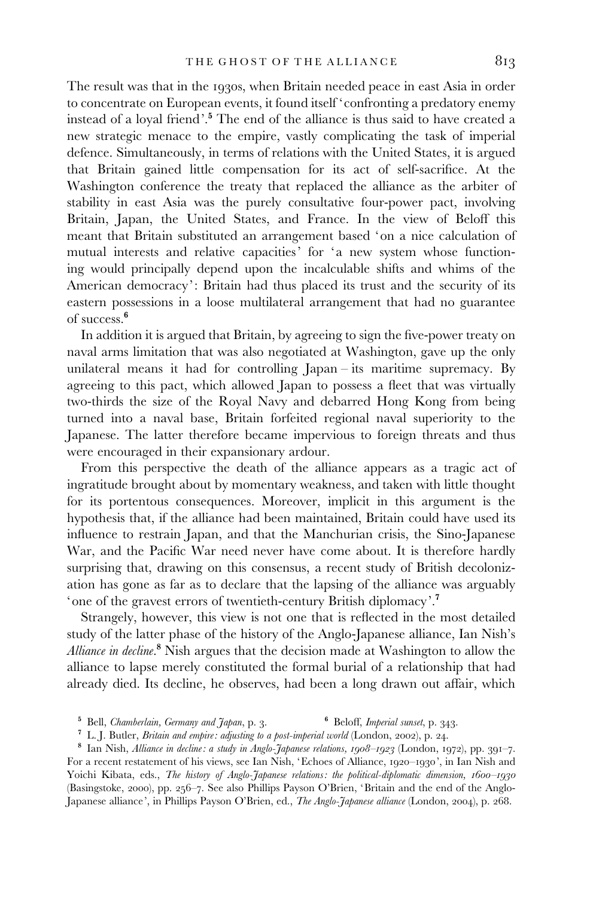The result was that in the 1930s, when Britain needed peace in east Asia in order to concentrate on European events, it found itself 'confronting a predatory enemy instead of a loyal friend'.[5] The end of the alliance is thus said to have created a new strategic menace to the empire, vastly complicating the task of imperial defence. Simultaneously, in terms of relations with the United States, it is argued that Britain gained little compensation for its act of self-sacrifice. At the Washington conference the treaty that replaced the alliance as the arbiter of stability in east Asia was the purely consultative four-power pact, involving Britain, Japan, the United States, and France. In the view of Beloff this meant that Britain substituted an arrangement based 'on a nice calculation of mutual interests and relative capacities' for 'a new system whose functioning would principally depend upon the incalculable shifts and whims of the American democracy': Britain had thus placed its trust and the security of its eastern possessions in a loose multilateral arrangement that had no guarantee of success.[6]

In addition it is argued that Britain, by agreeing to sign the five-power treaty on naval arms limitation that was also negotiated at Washington, gave up the only unilateral means it had for controlling Japan – its maritime supremacy. By agreeing to this pact, which allowed Japan to possess a fleet that was virtually two-thirds the size of the Royal Navy and debarred Hong Kong from being turned into a naval base, Britain forfeited regional naval superiority to the Japanese. The latter therefore became impervious to foreign threats and thus were encouraged in their expansionary ardour.

From this perspective the death of the alliance appears as a tragic act of ingratitude brought about by momentary weakness, and taken with little thought for its portentous consequences. Moreover, implicit in this argument is the hypothesis that, if the alliance had been maintained, Britain could have used its influence to restrain Japan, and that the Manchurian crisis, the Sino-Japanese War, and the Pacific War need never have come about. It is therefore hardly surprising that, drawing on this consensus, a recent study of British decolonization has gone as far as to declare that the lapsing of the alliance was arguably 'one of the gravest errors of twentieth-century British diplomacy'.[7]

Strangely, however, this view is not one that is reflected in the most detailed study of the latter phase of the history of the Anglo-Japanese alliance, Ian Nish's *Alliance in decline*.[8] Nish argues that the decision made at Washington to allow the alliance to lapse merely constituted the formal burial of a relationship that had already died. Its decline, he observes, had been a long drawn out affair, which

[5] Bell, *Chamberlain, Germany and Japan*, p. 3.

[6] Beloff, *Imperial sunset*, p. 343.

[7] L. J. Butler, *Britain and empire: adjusting to a post-imperial world* (London, 2002), p. 24.

[8] Ian Nish, *Alliance in decline: a study in Anglo-Japanese relations, 1908–1923* (London, 1972), pp. 391–7. For a recent restatement of his views, see Ian Nish, 'Echoes of Alliance, 1920–1930', in Ian Nish and Yoichi Kibata, eds., *The history of Anglo-Japanese relations: the political-diplomatic dimension, 1600–1930* (Basingstoke, 2000), pp. 256–7. See also Phillips Payson O'Brien, 'Britain and the end of the Anglo-Japanese alliance', in Phillips Payson O'Brien, ed., *The Anglo-Japanese alliance* (London, 2004), p. 268.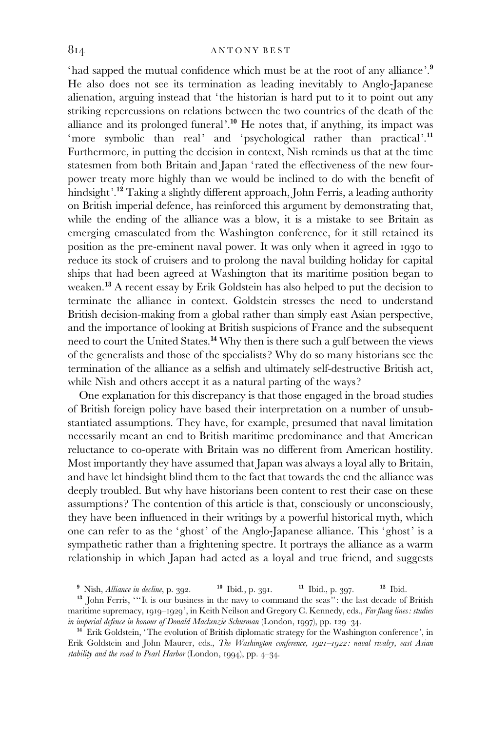'had sapped the mutual confidence which must be at the root of any alliance'.[9] He also does not see its termination as leading inevitably to Anglo-Japanese alienation, arguing instead that 'the historian is hard put to it to point out any striking repercussions on relations between the two countries of the death of the alliance and its prolonged funeral'.[10] He notes that, if anything, its impact was 'more symbolic than real' and 'psychological rather than practical'.[11] Furthermore, in putting the decision in context, Nish reminds us that at the time statesmen from both Britain and Japan 'rated the effectiveness of the new four-power treaty more highly than we would be inclined to do with the benefit of hindsight'.[12] Taking a slightly different approach, John Ferris, a leading authority on British imperial defence, has reinforced this argument by demonstrating that, while the ending of the alliance was a blow, it is a mistake to see Britain as emerging emasculated from the Washington conference, for it still retained its position as the pre-eminent naval power. It was only when it agreed in 1930 to reduce its stock of cruisers and to prolong the naval building holiday for capital ships that had been agreed at Washington that its maritime position began to weaken.[13] A recent essay by Erik Goldstein has also helped to put the decision to terminate the alliance in context. Goldstein stresses the need to understand British decision-making from a global rather than simply east Asian perspective, and the importance of looking at British suspicions of France and the subsequent need to court the United States.[14] Why then is there such a gulf between the views of the generalists and those of the specialists? Why do so many historians see the termination of the alliance as a selfish and ultimately self-destructive British act, while Nish and others accept it as a natural parting of the ways?

One explanation for this discrepancy is that those engaged in the broad studies of British foreign policy have based their interpretation on a number of unsubstantiated assumptions. They have, for example, presumed that naval limitation necessarily meant an end to British maritime predominance and that American reluctance to co-operate with Britain was no different from American hostility. Most importantly they have assumed that Japan was always a loyal ally to Britain, and have let hindsight blind them to the fact that towards the end the alliance was deeply troubled. But why have historians been content to rest their case on these assumptions? The contention of this article is that, consciously or unconsciously, they have been influenced in their writings by a powerful historical myth, which one can refer to as the 'ghost' of the Anglo-Japanese alliance. This 'ghost' is a sympathetic rather than a frightening spectre. It portrays the alliance as a warm relationship in which Japan had acted as a loyal and true friend, and suggests

[9] Nish, *Alliance in decline*, p. 392. [10] Ibid., p. 391. [11] Ibid., p. 397. [12] Ibid.

[13] John Ferris, '"It is our business in the navy to command the seas": the last decade of British maritime supremacy, 1919–1929', in Keith Neilson and Gregory C. Kennedy, eds., *Far flung lines: studies in imperial defence in honour of Donald Mackenzie Schurman* (London, 1997), pp. 129–34.

[14] Erik Goldstein, 'The evolution of British diplomatic strategy for the Washington conference', in Erik Goldstein and John Maurer, eds., *The Washington conference, 1921–1922: naval rivalry, east Asian stability and the road to Pearl Harbor* (London, 1994), pp. 4–34.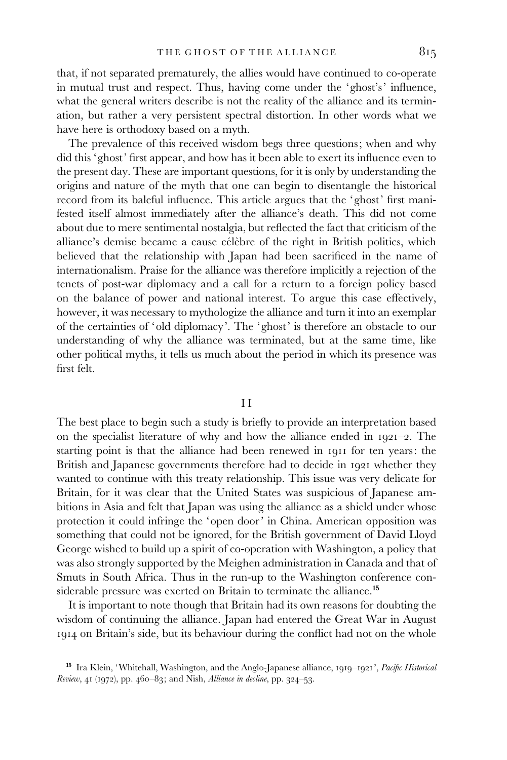that, if not separated prematurely, the allies would have continued to co-operate in mutual trust and respect. Thus, having come under the 'ghost's' influence, what the general writers describe is not the reality of the alliance and its termination, but rather a very persistent spectral distortion. In other words what we have here is orthodoxy based on a myth.

The prevalence of this received wisdom begs three questions; when and why did this 'ghost' first appear, and how has it been able to exert its influence even to the present day. These are important questions, for it is only by understanding the origins and nature of the myth that one can begin to disentangle the historical record from its baleful influence. This article argues that the 'ghost' first manifested itself almost immediately after the alliance's death. This did not come about due to mere sentimental nostalgia, but reflected the fact that criticism of the alliance's demise became a cause célèbre of the right in British politics, which believed that the relationship with Japan had been sacrificed in the name of internationalism. Praise for the alliance was therefore implicitly a rejection of the tenets of post-war diplomacy and a call for a return to a foreign policy based on the balance of power and national interest. To argue this case effectively, however, it was necessary to mythologize the alliance and turn it into an exemplar of the certainties of 'old diplomacy'. The 'ghost' is therefore an obstacle to our understanding of why the alliance was terminated, but at the same time, like other political myths, it tells us much about the period in which its presence was first felt.

## II

The best place to begin such a study is briefly to provide an interpretation based on the specialist literature of why and how the alliance ended in 1921–2. The starting point is that the alliance had been renewed in 1911 for ten years: the British and Japanese governments therefore had to decide in 1921 whether they wanted to continue with this treaty relationship. This issue was very delicate for Britain, for it was clear that the United States was suspicious of Japanese ambitions in Asia and felt that Japan was using the alliance as a shield under whose protection it could infringe the 'open door' in China. American opposition was something that could not be ignored, for the British government of David Lloyd George wished to build up a spirit of co-operation with Washington, a policy that was also strongly supported by the Meighen administration in Canada and that of Smuts in South Africa. Thus in the run-up to the Washington conference considerable pressure was exerted on Britain to terminate the alliance.[15]

It is important to note though that Britain had its own reasons for doubting the wisdom of continuing the alliance. Japan had entered the Great War in August 1914 on Britain's side, but its behaviour during the conflict had not on the whole

[15] Ira Klein, 'Whitehall, Washington, and the Anglo-Japanese alliance, 1919–1921', *Pacific Historical Review*, 41 (1972), pp. 460–83; and Nish, *Alliance in decline*, pp. 324–53.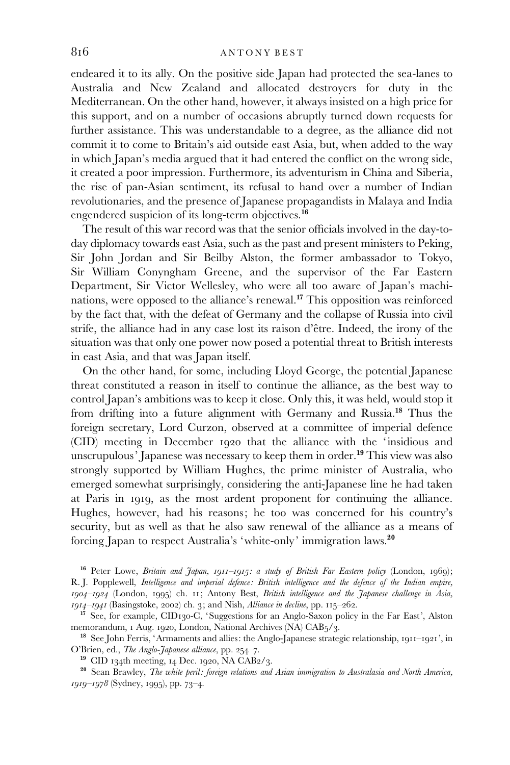endeared it to its ally. On the positive side Japan had protected the sea-lanes to Australia and New Zealand and allocated destroyers for duty in the Mediterranean. On the other hand, however, it always insisted on a high price for this support, and on a number of occasions abruptly turned down requests for further assistance. This was understandable to a degree, as the alliance did not commit it to come to Britain's aid outside east Asia, but, when added to the way in which Japan's media argued that it had entered the conflict on the wrong side, it created a poor impression. Furthermore, its adventurism in China and Siberia, the rise of pan-Asian sentiment, its refusal to hand over a number of Indian revolutionaries, and the presence of Japanese propagandists in Malaya and India engendered suspicion of its long-term objectives.[16]

The result of this war record was that the senior officials involved in the day-to-day diplomacy towards east Asia, such as the past and present ministers to Peking, Sir John Jordan and Sir Beilby Alston, the former ambassador to Tokyo, Sir William Conyngham Greene, and the supervisor of the Far Eastern Department, Sir Victor Wellesley, who were all too aware of Japan's machinations, were opposed to the alliance's renewal.[17] This opposition was reinforced by the fact that, with the defeat of Germany and the collapse of Russia into civil strife, the alliance had in any case lost its raison d'être. Indeed, the irony of the situation was that only one power now posed a potential threat to British interests in east Asia, and that was Japan itself.

On the other hand, for some, including Lloyd George, the potential Japanese threat constituted a reason in itself to continue the alliance, as the best way to control Japan's ambitions was to keep it close. Only this, it was held, would stop it from drifting into a future alignment with Germany and Russia.[18] Thus the foreign secretary, Lord Curzon, observed at a committee of imperial defence (CID) meeting in December 1920 that the alliance with the 'insidious and unscrupulous' Japanese was necessary to keep them in order.[19] This view was also strongly supported by William Hughes, the prime minister of Australia, who emerged somewhat surprisingly, considering the anti-Japanese line he had taken at Paris in 1919, as the most ardent proponent for continuing the alliance. Hughes, however, had his reasons; he too was concerned for his country's security, but as well as that he also saw renewal of the alliance as a means of forcing Japan to respect Australia's 'white-only' immigration laws.[20]

---

[16] Peter Lowe, *Britain and Japan, 1911–1915: a study of British Far Eastern policy* (London, 1969); R. J. Popplewell, *Intelligence and imperial defence: British intelligence and the defence of the Indian empire, 1904–1924* (London, 1995) ch. 11; Antony Best, *British intelligence and the Japanese challenge in Asia, 1914–1941* (Basingstoke, 2002) ch. 3; and Nish, *Alliance in decline*, pp. 115–262.

[17] See, for example, CID130-C, 'Suggestions for an Anglo-Saxon policy in the Far East', Alston memorandum, 1 Aug. 1920, London, National Archives (NA) CAB5/3.

[18] See John Ferris, 'Armaments and allies: the Anglo-Japanese strategic relationship, 1911–1921', in O'Brien, ed., *The Anglo-Japanese alliance*, pp. 254–7.

[19] CID 134th meeting, 14 Dec. 1920, NA CAB2/3.

[20] Sean Brawley, *The white peril: foreign relations and Asian immigration to Australasia and North America, 1919–1978* (Sydney, 1995), pp. 73–4.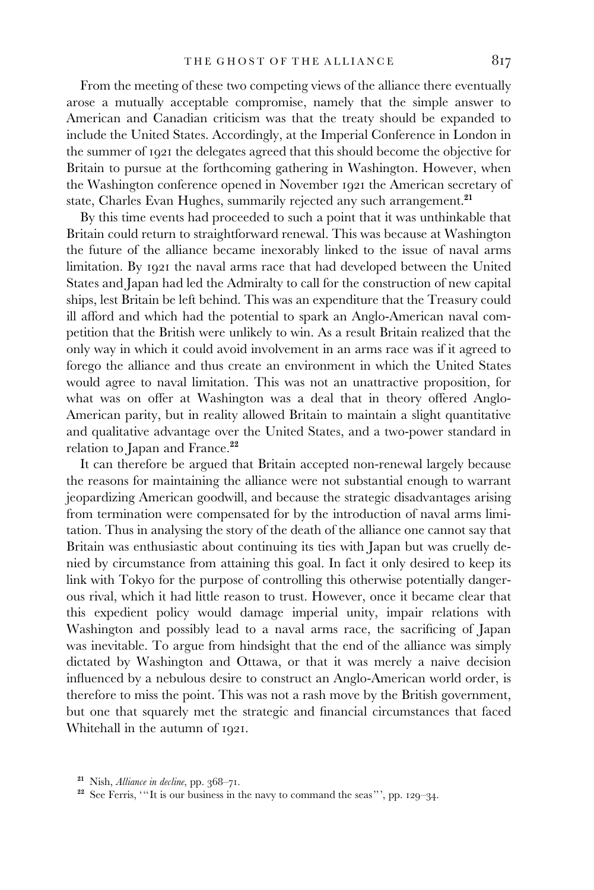From the meeting of these two competing views of the alliance there eventually arose a mutually acceptable compromise, namely that the simple answer to American and Canadian criticism was that the treaty should be expanded to include the United States. Accordingly, at the Imperial Conference in London in the summer of 1921 the delegates agreed that this should become the objective for Britain to pursue at the forthcoming gathering in Washington. However, when the Washington conference opened in November 1921 the American secretary of state, Charles Evan Hughes, summarily rejected any such arrangement.[21]

By this time events had proceeded to such a point that it was unthinkable that Britain could return to straightforward renewal. This was because at Washington the future of the alliance became inexorably linked to the issue of naval arms limitation. By 1921 the naval arms race that had developed between the United States and Japan had led the Admiralty to call for the construction of new capital ships, lest Britain be left behind. This was an expenditure that the Treasury could ill afford and which had the potential to spark an Anglo-American naval competition that the British were unlikely to win. As a result Britain realized that the only way in which it could avoid involvement in an arms race was if it agreed to forego the alliance and thus create an environment in which the United States would agree to naval limitation. This was not an unattractive proposition, for what was on offer at Washington was a deal that in theory offered Anglo-American parity, but in reality allowed Britain to maintain a slight quantitative and qualitative advantage over the United States, and a two-power standard in relation to Japan and France.[22]

It can therefore be argued that Britain accepted non-renewal largely because the reasons for maintaining the alliance were not substantial enough to warrant jeopardizing American goodwill, and because the strategic disadvantages arising from termination were compensated for by the introduction of naval arms limitation. Thus in analysing the story of the death of the alliance one cannot say that Britain was enthusiastic about continuing its ties with Japan but was cruelly denied by circumstance from attaining this goal. In fact it only desired to keep its link with Tokyo for the purpose of controlling this otherwise potentially dangerous rival, which it had little reason to trust. However, once it became clear that this expedient policy would damage imperial unity, impair relations with Washington and possibly lead to a naval arms race, the sacrificing of Japan was inevitable. To argue from hindsight that the end of the alliance was simply dictated by Washington and Ottawa, or that it was merely a naive decision influenced by a nebulous desire to construct an Anglo-American world order, is therefore to miss the point. This was not a rash move by the British government, but one that squarely met the strategic and financial circumstances that faced Whitehall in the autumn of 1921.

[21] Nish, *Alliance in decline*, pp. 368–71.

[22] See Ferris, '"It is our business in the navy to command the seas"', pp. 129–34.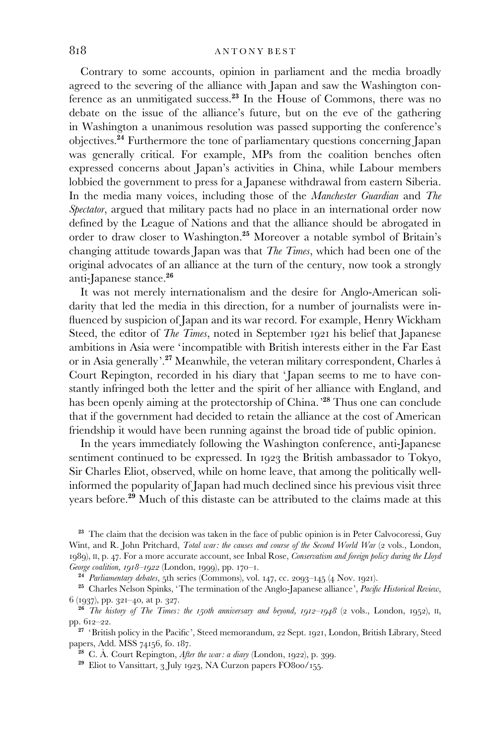Contrary to some accounts, opinion in parliament and the media broadly agreed to the severing of the alliance with Japan and saw the Washington conference as an unmitigated success.[23] In the House of Commons, there was no debate on the issue of the alliance's future, but on the eve of the gathering in Washington a unanimous resolution was passed supporting the conference's objectives.[24] Furthermore the tone of parliamentary questions concerning Japan was generally critical. For example, MPs from the coalition benches often expressed concerns about Japan's activities in China, while Labour members lobbied the government to press for a Japanese withdrawal from eastern Siberia. In the media many voices, including those of the *Manchester Guardian* and *The Spectator*, argued that military pacts had no place in an international order now defined by the League of Nations and that the alliance should be abrogated in order to draw closer to Washington.[25] Moreover a notable symbol of Britain's changing attitude towards Japan was that *The Times*, which had been one of the original advocates of an alliance at the turn of the century, now took a strongly anti-Japanese stance.[26]

It was not merely internationalism and the desire for Anglo-American solidarity that led the media in this direction, for a number of journalists were influenced by suspicion of Japan and its war record. For example, Henry Wickham Steed, the editor of *The Times*, noted in September 1921 his belief that Japanese ambitions in Asia were 'incompatible with British interests either in the Far East or in Asia generally'.[27] Meanwhile, the veteran military correspondent, Charles à Court Repington, recorded in his diary that 'Japan seems to me to have constantly infringed both the letter and the spirit of her alliance with England, and has been openly aiming at the protectorship of China.'[28] Thus one can conclude that if the government had decided to retain the alliance at the cost of American friendship it would have been running against the broad tide of public opinion.

In the years immediately following the Washington conference, anti-Japanese sentiment continued to be expressed. In 1923 the British ambassador to Tokyo, Sir Charles Eliot, observed, while on home leave, that among the politically well-informed the popularity of Japan had much declined since his previous visit three years before.[29] Much of this distaste can be attributed to the claims made at this

[23] The claim that the decision was taken in the face of public opinion is in Peter Calvocoressi, Guy Wint, and R. John Pritchard, *Total war: the causes and course of the Second World War* (2 vols., London, 1989), II, p. 47. For a more accurate account, see Inbal Rose, *Conservatism and foreign policy during the Lloyd George coalition, 1918–1922* (London, 1999), pp. 170–1.

[24] *Parliamentary debates*, 5th series (Commons), vol. 147, cc. 2093–145 (4 Nov. 1921).

[25] Charles Nelson Spinks, 'The termination of the Anglo-Japanese alliance', *Pacific Historical Review*, 6 (1937), pp. 321–40, at p. 327.

[26] *The history of The Times: the 150th anniversary and beyond, 1912–1948* (2 vols., London, 1952), II, pp. 612–22.

[27] 'British policy in the Pacific', Steed memorandum, 22 Sept. 1921, London, British Library, Steed papers, Add. MSS 74156, fo. 187.

[28] C. À. Court Repington, *After the war: a diary* (London, 1922), p. 399.

[29] Eliot to Vansittart, 3 July 1923, NA Curzon papers FO800/155.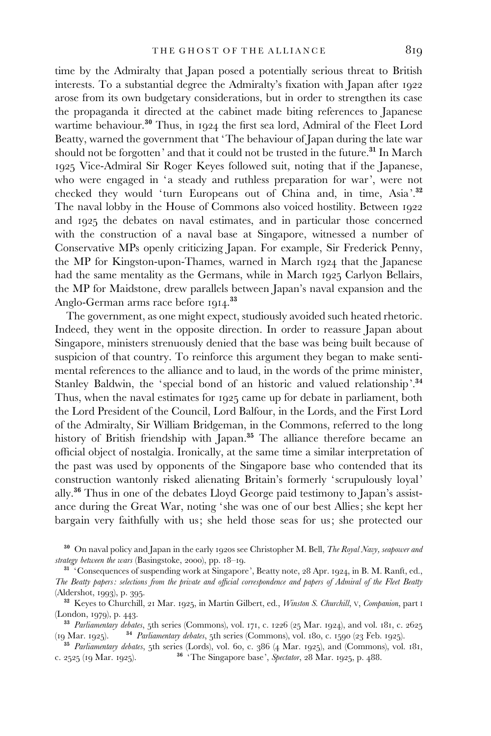time by the Admiralty that Japan posed a potentially serious threat to British interests. To a substantial degree the Admiralty's fixation with Japan after 1922 arose from its own budgetary considerations, but in order to strengthen its case the propaganda it directed at the cabinet made biting references to Japanese wartime behaviour.[30] Thus, in 1924 the first sea lord, Admiral of the Fleet Lord Beatty, warned the government that 'The behaviour of Japan during the late war should not be forgotten' and that it could not be trusted in the future.[31] In March 1925 Vice-Admiral Sir Roger Keyes followed suit, noting that if the Japanese, who were engaged in 'a steady and ruthless preparation for war', were not checked they would 'turn Europeans out of China and, in time, Asia'.[32] The naval lobby in the House of Commons also voiced hostility. Between 1922 and 1925 the debates on naval estimates, and in particular those concerned with the construction of a naval base at Singapore, witnessed a number of Conservative MPs openly criticizing Japan. For example, Sir Frederick Penny, the MP for Kingston-upon-Thames, warned in March 1924 that the Japanese had the same mentality as the Germans, while in March 1925 Carlyon Bellairs, the MP for Maidstone, drew parallels between Japan's naval expansion and the Anglo-German arms race before 1914.[33]

The government, as one might expect, studiously avoided such heated rhetoric. Indeed, they went in the opposite direction. In order to reassure Japan about Singapore, ministers strenuously denied that the base was being built because of suspicion of that country. To reinforce this argument they began to make sentimental references to the alliance and to laud, in the words of the prime minister, Stanley Baldwin, the 'special bond of an historic and valued relationship'.[34] Thus, when the naval estimates for 1925 came up for debate in parliament, both the Lord President of the Council, Lord Balfour, in the Lords, and the First Lord of the Admiralty, Sir William Bridgeman, in the Commons, referred to the long history of British friendship with Japan.[35] The alliance therefore became an official object of nostalgia. Ironically, at the same time a similar interpretation of the past was used by opponents of the Singapore base who contended that its construction wantonly risked alienating Britain's formerly 'scrupulously loyal' ally.[36] Thus in one of the debates Lloyd George paid testimony to Japan's assistance during the Great War, noting 'she was one of our best Allies; she kept her bargain very faithfully with us; she held those seas for us; she protected our

[30] On naval policy and Japan in the early 1920s see Christopher M. Bell, *The Royal Navy, seapower and strategy between the wars* (Basingstoke, 2000), pp. 18–19.

[31] 'Consequences of suspending work at Singapore', Beatty note, 28 Apr. 1924, in B. M. Ranft, ed., *The Beatty papers: selections from the private and official correspondence and papers of Admiral of the Fleet Beatty* (Aldershot, 1993), p. 395.

[32] Keyes to Churchill, 21 Mar. 1925, in Martin Gilbert, ed., *Winston S. Churchill*, V, *Companion*, part I (London, 1979), p. 443.

[33] *Parliamentary debates*, 5th series (Commons), vol. 171, c. 1226 (25 Mar. 1924), and vol. 181, c. 2625 (19 Mar. 1925).

[34] *Parliamentary debates*, 5th series (Commons), vol. 180, c. 1590 (23 Feb. 1925).

[35] *Parliamentary debates*, 5th series (Lords), vol. 60, c. 386 (4 Mar. 1925), and (Commons), vol. 181, c. 2525 (19 Mar. 1925).

[36] 'The Singapore base', *Spectator*, 28 Mar. 1925, p. 488.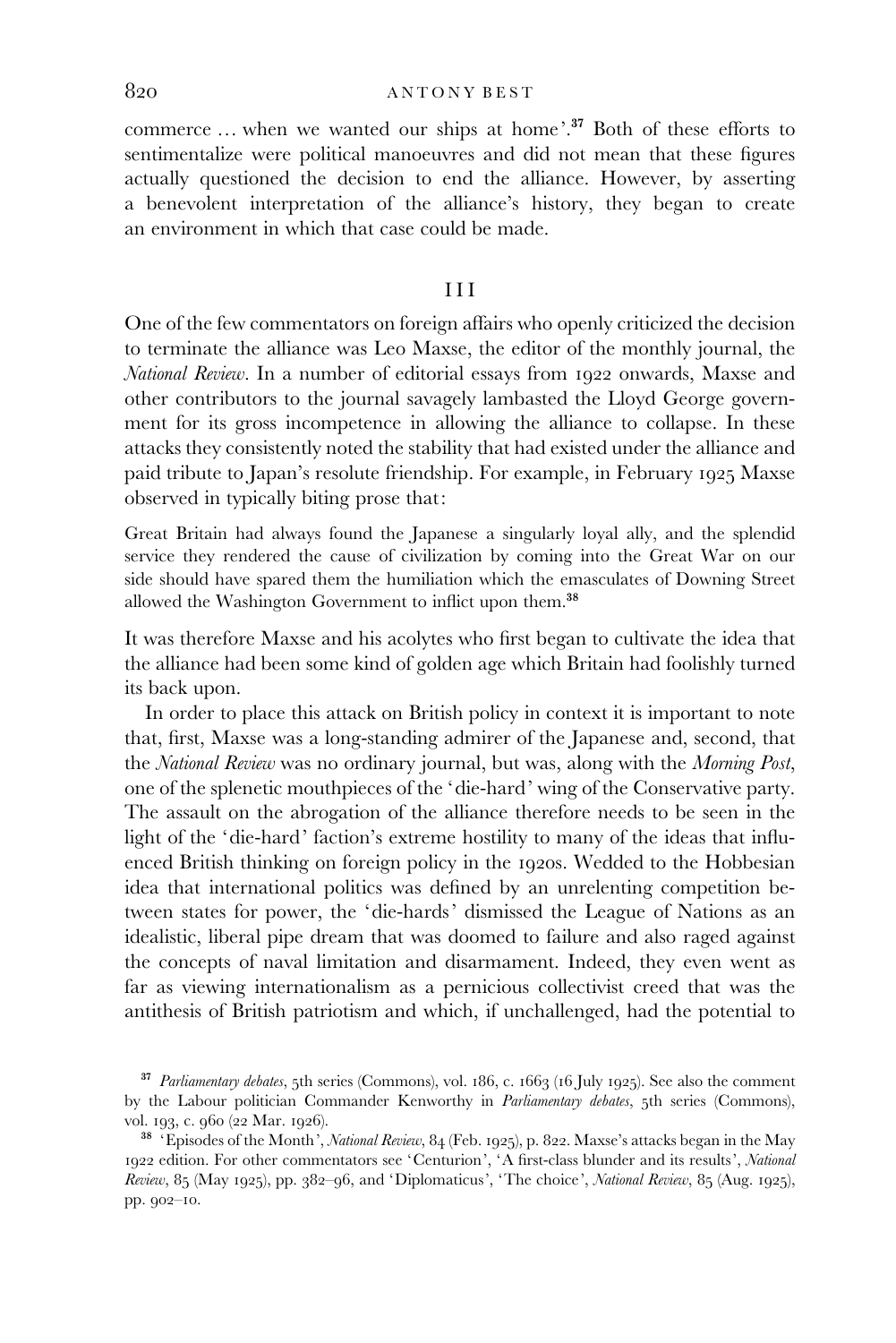commerce … when we wanted our ships at home'.[37] Both of these efforts to sentimentalize were political manoeuvres and did not mean that these figures actually questioned the decision to end the alliance. However, by asserting a benevolent interpretation of the alliance's history, they began to create an environment in which that case could be made.

## III

One of the few commentators on foreign affairs who openly criticized the decision to terminate the alliance was Leo Maxse, the editor of the monthly journal, the *National Review*. In a number of editorial essays from 1922 onwards, Maxse and other contributors to the journal savagely lambasted the Lloyd George government for its gross incompetence in allowing the alliance to collapse. In these attacks they consistently noted the stability that had existed under the alliance and paid tribute to Japan's resolute friendship. For example, in February 1925 Maxse observed in typically biting prose that:

> Great Britain had always found the Japanese a singularly loyal ally, and the splendid service they rendered the cause of civilization by coming into the Great War on our side should have spared them the humiliation which the emasculates of Downing Street allowed the Washington Government to inflict upon them.[38]

It was therefore Maxse and his acolytes who first began to cultivate the idea that the alliance had been some kind of golden age which Britain had foolishly turned its back upon.

In order to place this attack on British policy in context it is important to note that, first, Maxse was a long-standing admirer of the Japanese and, second, that the *National Review* was no ordinary journal, but was, along with the *Morning Post*, one of the splenetic mouthpieces of the 'die-hard' wing of the Conservative party. The assault on the abrogation of the alliance therefore needs to be seen in the light of the 'die-hard' faction's extreme hostility to many of the ideas that influenced British thinking on foreign policy in the 1920s. Wedded to the Hobbesian idea that international politics was defined by an unrelenting competition between states for power, the 'die-hards' dismissed the League of Nations as an idealistic, liberal pipe dream that was doomed to failure and also raged against the concepts of naval limitation and disarmament. Indeed, they even went as far as viewing internationalism as a pernicious collectivist creed that was the antithesis of British patriotism and which, if unchallenged, had the potential to

---

[37] *Parliamentary debates*, 5th series (Commons), vol. 186, c. 1663 (16 July 1925). See also the comment by the Labour politician Commander Kenworthy in *Parliamentary debates*, 5th series (Commons), vol. 193, c. 960 (22 Mar. 1926).

[38] 'Episodes of the Month', *National Review*, 84 (Feb. 1925), p. 822. Maxse's attacks began in the May 1922 edition. For other commentators see 'Centurion', 'A first-class blunder and its results', *National Review*, 85 (May 1925), pp. 382–96, and 'Diplomaticus', 'The choice', *National Review*, 85 (Aug. 1925), pp. 902–10.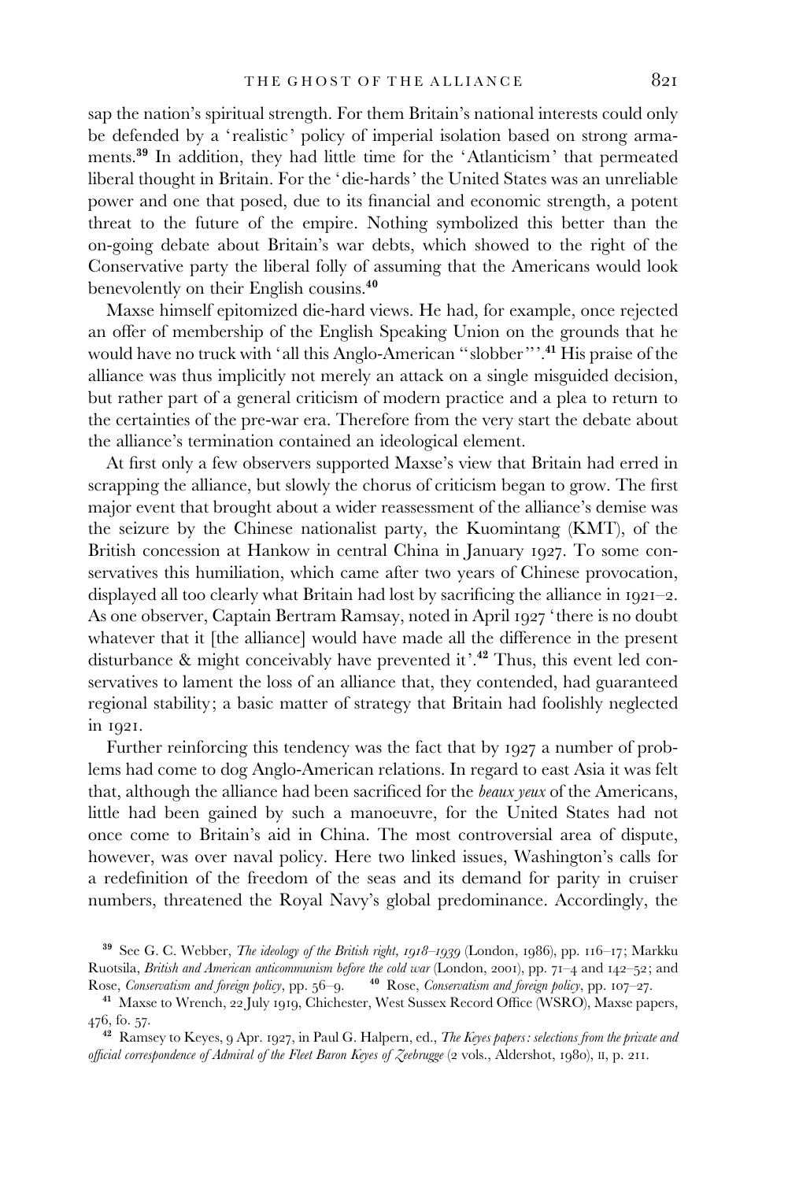sap the nation's spiritual strength. For them Britain's national interests could only be defended by a 'realistic' policy of imperial isolation based on strong armaments.[39] In addition, they had little time for the 'Atlanticism' that permeated liberal thought in Britain. For the 'die-hards' the United States was an unreliable power and one that posed, due to its financial and economic strength, a potent threat to the future of the empire. Nothing symbolized this better than the on-going debate about Britain's war debts, which showed to the right of the Conservative party the liberal folly of assuming that the Americans would look benevolently on their English cousins.[40]

Maxse himself epitomized die-hard views. He had, for example, once rejected an offer of membership of the English Speaking Union on the grounds that he would have no truck with 'all this Anglo-American "slobber"'.[41] His praise of the alliance was thus implicitly not merely an attack on a single misguided decision, but rather part of a general criticism of modern practice and a plea to return to the certainties of the pre-war era. Therefore from the very start the debate about the alliance's termination contained an ideological element.

At first only a few observers supported Maxse's view that Britain had erred in scrapping the alliance, but slowly the chorus of criticism began to grow. The first major event that brought about a wider reassessment of the alliance's demise was the seizure by the Chinese nationalist party, the Kuomintang (KMT), of the British concession at Hankow in central China in January 1927. To some conservatives this humiliation, which came after two years of Chinese provocation, displayed all too clearly what Britain had lost by sacrificing the alliance in 1921–2. As one observer, Captain Bertram Ramsay, noted in April 1927 'there is no doubt whatever that it [the alliance] would have made all the difference in the present disturbance & might conceivably have prevented it'.[42] Thus, this event led conservatives to lament the loss of an alliance that, they contended, had guaranteed regional stability; a basic matter of strategy that Britain had foolishly neglected in 1921.

Further reinforcing this tendency was the fact that by 1927 a number of problems had come to dog Anglo-American relations. In regard to east Asia it was felt that, although the alliance had been sacrificed for the *beaux yeux* of the Americans, little had been gained by such a manoeuvre, for the United States had not once come to Britain's aid in China. The most controversial area of dispute, however, was over naval policy. Here two linked issues, Washington's calls for a redefinition of the freedom of the seas and its demand for parity in cruiser numbers, threatened the Royal Navy's global predominance. Accordingly, the

[39] See G. C. Webber, *The ideology of the British right, 1918–1939* (London, 1986), pp. 116–17; Markku Ruotsila, *British and American anticommunism before the cold war* (London, 2001), pp. 71–4 and 142–52; and Rose, *Conservatism and foreign policy*, pp. 56–9.

[40] Rose, *Conservatism and foreign policy*, pp. 107–27.

[41] Maxse to Wrench, 22 July 1919, Chichester, West Sussex Record Office (WSRO), Maxse papers, 476, fo. 57.

[42] Ramsey to Keyes, 9 Apr. 1927, in Paul G. Halpern, ed., *The Keyes papers: selections from the private and official correspondence of Admiral of the Fleet Baron Keyes of Zeebrugge* (2 vols., Aldershot, 1980), II, p. 211.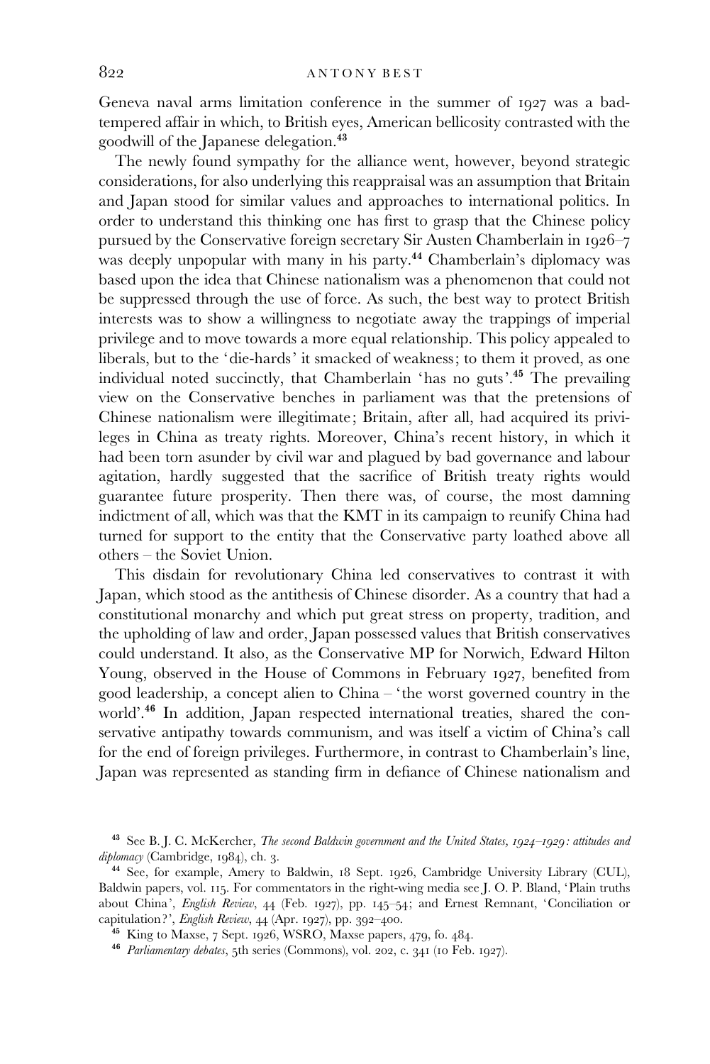Geneva naval arms limitation conference in the summer of 1927 was a bad-tempered affair in which, to British eyes, American bellicosity contrasted with the goodwill of the Japanese delegation.[43]

The newly found sympathy for the alliance went, however, beyond strategic considerations, for also underlying this reappraisal was an assumption that Britain and Japan stood for similar values and approaches to international politics. In order to understand this thinking one has first to grasp that the Chinese policy pursued by the Conservative foreign secretary Sir Austen Chamberlain in 1926–7 was deeply unpopular with many in his party.[44] Chamberlain's diplomacy was based upon the idea that Chinese nationalism was a phenomenon that could not be suppressed through the use of force. As such, the best way to protect British interests was to show a willingness to negotiate away the trappings of imperial privilege and to move towards a more equal relationship. This policy appealed to liberals, but to the 'die-hards' it smacked of weakness; to them it proved, as one individual noted succinctly, that Chamberlain 'has no guts'.[45] The prevailing view on the Conservative benches in parliament was that the pretensions of Chinese nationalism were illegitimate; Britain, after all, had acquired its privileges in China as treaty rights. Moreover, China's recent history, in which it had been torn asunder by civil war and plagued by bad governance and labour agitation, hardly suggested that the sacrifice of British treaty rights would guarantee future prosperity. Then there was, of course, the most damning indictment of all, which was that the KMT in its campaign to reunify China had turned for support to the entity that the Conservative party loathed above all others – the Soviet Union.

This disdain for revolutionary China led conservatives to contrast it with Japan, which stood as the antithesis of Chinese disorder. As a country that had a constitutional monarchy and which put great stress on property, tradition, and the upholding of law and order, Japan possessed values that British conservatives could understand. It also, as the Conservative MP for Norwich, Edward Hilton Young, observed in the House of Commons in February 1927, benefited from good leadership, a concept alien to China – 'the worst governed country in the world'.[46] In addition, Japan respected international treaties, shared the conservative antipathy towards communism, and was itself a victim of China's call for the end of foreign privileges. Furthermore, in contrast to Chamberlain's line, Japan was represented as standing firm in defiance of Chinese nationalism and

---

[43] See B. J. C. McKercher, *The second Baldwin government and the United States, 1924–1929: attitudes and diplomacy* (Cambridge, 1984), ch. 3.

[44] See, for example, Amery to Baldwin, 18 Sept. 1926, Cambridge University Library (CUL), Baldwin papers, vol. 115. For commentators in the right-wing media see J. O. P. Bland, 'Plain truths about China', *English Review*, 44 (Feb. 1927), pp. 145–54; and Ernest Remnant, 'Conciliation or capitulation?', *English Review*, 44 (Apr. 1927), pp. 392–400.

[45] King to Maxse, 7 Sept. 1926, WSRO, Maxse papers, 479, fo. 484.

[46] *Parliamentary debates*, 5th series (Commons), vol. 202, c. 341 (10 Feb. 1927).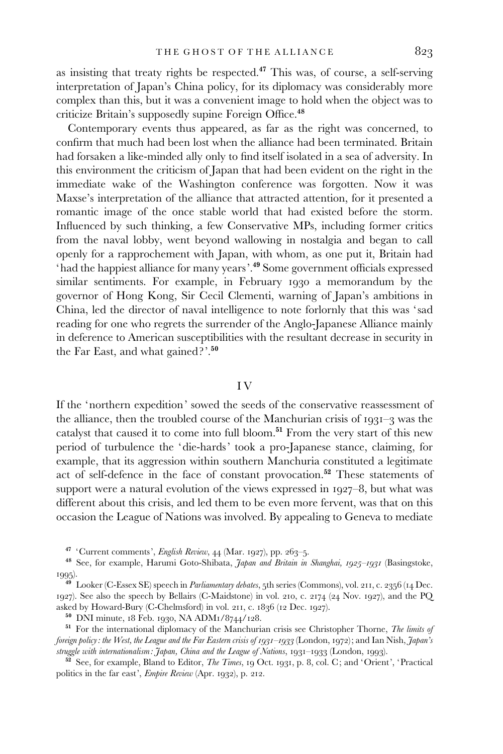as insisting that treaty rights be respected.[47] This was, of course, a self-serving interpretation of Japan's China policy, for its diplomacy was considerably more complex than this, but it was a convenient image to hold when the object was to criticize Britain's supposedly supine Foreign Office.[48]

Contemporary events thus appeared, as far as the right was concerned, to confirm that much had been lost when the alliance had been terminated. Britain had forsaken a like-minded ally only to find itself isolated in a sea of adversity. In this environment the criticism of Japan that had been evident on the right in the immediate wake of the Washington conference was forgotten. Now it was Maxse's interpretation of the alliance that attracted attention, for it presented a romantic image of the once stable world that had existed before the storm. Influenced by such thinking, a few Conservative MPs, including former critics from the naval lobby, went beyond wallowing in nostalgia and began to call openly for a rapprochement with Japan, with whom, as one put it, Britain had 'had the happiest alliance for many years'.[49] Some government officials expressed similar sentiments. For example, in February 1930 a memorandum by the governor of Hong Kong, Sir Cecil Clementi, warning of Japan's ambitions in China, led the director of naval intelligence to note forlornly that this was 'sad reading for one who regrets the surrender of the Anglo-Japanese Alliance mainly in deference to American susceptibilities with the resultant decrease in security in the Far East, and what gained?'.[50]

## IV

If the 'northern expedition' sowed the seeds of the conservative reassessment of the alliance, then the troubled course of the Manchurian crisis of 1931–3 was the catalyst that caused it to come into full bloom.[51] From the very start of this new period of turbulence the 'die-hards' took a pro-Japanese stance, claiming, for example, that its aggression within southern Manchuria constituted a legitimate act of self-defence in the face of constant provocation.[52] These statements of support were a natural evolution of the views expressed in 1927–8, but what was different about this crisis, and led them to be even more fervent, was that on this occasion the League of Nations was involved. By appealing to Geneva to mediate

---

[47] 'Current comments', *English Review*, 44 (Mar. 1927), pp. 263–5.

[48] See, for example, Harumi Goto-Shibata, *Japan and Britain in Shanghai, 1925–1931* (Basingstoke, 1995).

[49] Looker (C-Essex SE) speech in *Parliamentary debates*, 5th series (Commons), vol. 211, c. 2356 (14 Dec. 1927). See also the speech by Bellairs (C-Maidstone) in vol. 210, c. 2174 (24 Nov. 1927), and the PQ asked by Howard-Bury (C-Chelmsford) in vol. 211, c. 1836 (12 Dec. 1927).

[50] DNI minute, 18 Feb. 1930, NA ADM1/8744/128.

[51] For the international diplomacy of the Manchurian crisis see Christopher Thorne, *The limits of foreign policy: the West, the League and the Far Eastern crisis of 1931–1933* (London, 1972); and Ian Nish, *Japan's struggle with internationalism: Japan, China and the League of Nations, 1931–1933* (London, 1993).

[52] See, for example, Bland to Editor, *The Times*, 19 Oct. 1931, p. 8, col. C; and 'Orient', 'Practical politics in the far east', *Empire Review* (Apr. 1932), p. 212.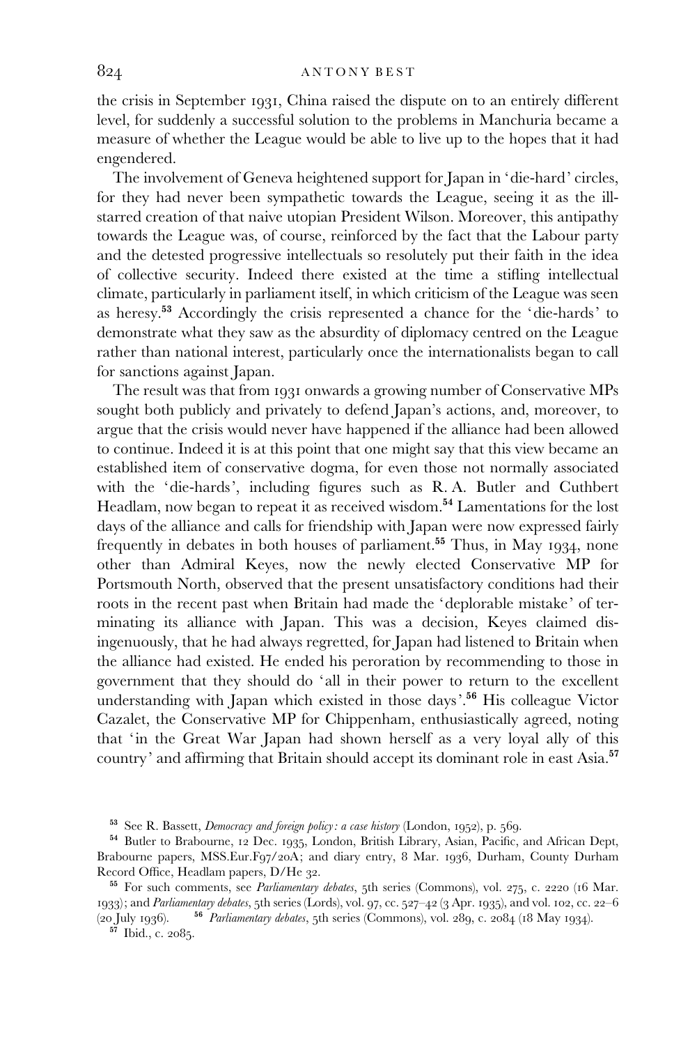the crisis in September 1931, China raised the dispute on to an entirely different level, for suddenly a successful solution to the problems in Manchuria became a measure of whether the League would be able to live up to the hopes that it had engendered.

The involvement of Geneva heightened support for Japan in 'die-hard' circles, for they had never been sympathetic towards the League, seeing it as the ill-starred creation of that naive utopian President Wilson. Moreover, this antipathy towards the League was, of course, reinforced by the fact that the Labour party and the detested progressive intellectuals so resolutely put their faith in the idea of collective security. Indeed there existed at the time a stifling intellectual climate, particularly in parliament itself, in which criticism of the League was seen as heresy.[53] Accordingly the crisis represented a chance for the 'die-hards' to demonstrate what they saw as the absurdity of diplomacy centred on the League rather than national interest, particularly once the internationalists began to call for sanctions against Japan.

The result was that from 1931 onwards a growing number of Conservative MPs sought both publicly and privately to defend Japan's actions, and, moreover, to argue that the crisis would never have happened if the alliance had been allowed to continue. Indeed it is at this point that one might say that this view became an established item of conservative dogma, for even those not normally associated with the 'die-hards', including figures such as R. A. Butler and Cuthbert Headlam, now began to repeat it as received wisdom.[54] Lamentations for the lost days of the alliance and calls for friendship with Japan were now expressed fairly frequently in debates in both houses of parliament.[55] Thus, in May 1934, none other than Admiral Keyes, now the newly elected Conservative MP for Portsmouth North, observed that the present unsatisfactory conditions had their roots in the recent past when Britain had made the 'deplorable mistake' of terminating its alliance with Japan. This was a decision, Keyes claimed disingenuously, that he had always regretted, for Japan had listened to Britain when the alliance had existed. He ended his peroration by recommending to those in government that they should do 'all in their power to return to the excellent understanding with Japan which existed in those days'.[56] His colleague Victor Cazalet, the Conservative MP for Chippenham, enthusiastically agreed, noting that 'in the Great War Japan had shown herself as a very loyal ally of this country' and affirming that Britain should accept its dominant role in east Asia.[57]

[53] See R. Bassett, *Democracy and foreign policy: a case history* (London, 1952), p. 569.

[54] Butler to Brabourne, 12 Dec. 1935, London, British Library, Asian, Pacific, and African Dept, Brabourne papers, MSS.Eur.F97/20A; and diary entry, 8 Mar. 1936, Durham, County Durham Record Office, Headlam papers, D/He 32.

[55] For such comments, see *Parliamentary debates*, 5th series (Commons), vol. 275, c. 2220 (16 Mar. 1933); and *Parliamentary debates*, 5th series (Lords), vol. 97, cc. 527–42 (3 Apr. 1935), and vol. 102, cc. 22–6 (20 July 1936).

[56] *Parliamentary debates*, 5th series (Commons), vol. 289, c. 2084 (18 May 1934).

[57] Ibid., c. 2085.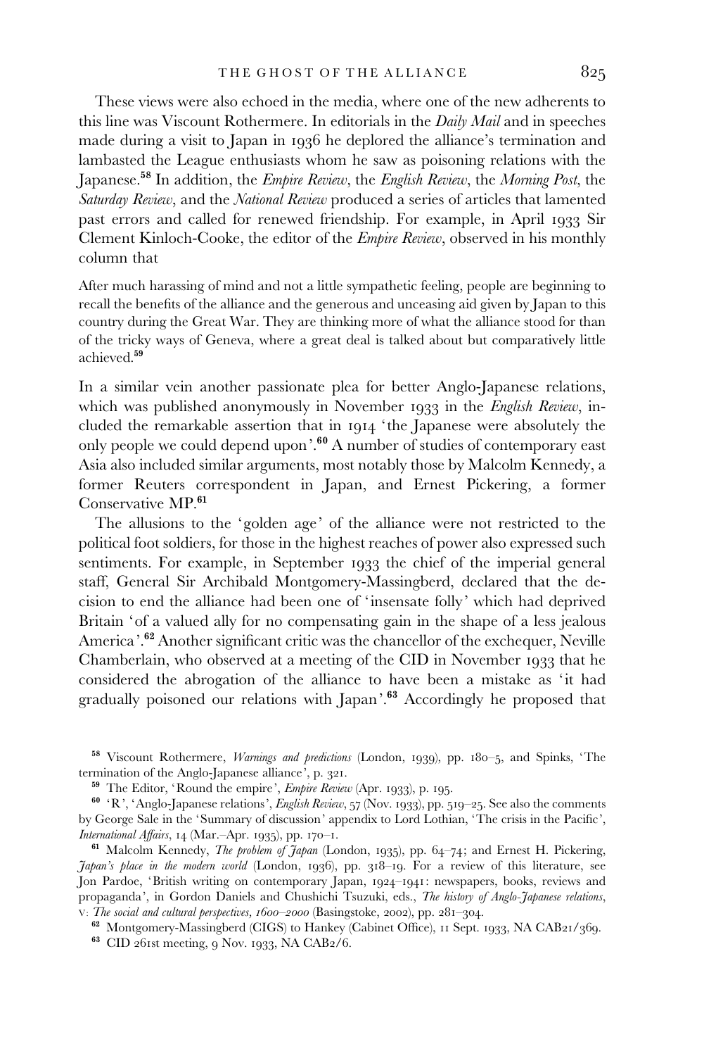These views were also echoed in the media, where one of the new adherents to this line was Viscount Rothermere. In editorials in the *Daily Mail* and in speeches made during a visit to Japan in 1936 he deplored the alliance's termination and lambasted the League enthusiasts whom he saw as poisoning relations with the Japanese.[58] In addition, the *Empire Review*, the *English Review*, the *Morning Post*, the *Saturday Review*, and the *National Review* produced a series of articles that lamented past errors and called for renewed friendship. For example, in April 1933 Sir Clement Kinloch-Cooke, the editor of the *Empire Review*, observed in his monthly column that

> After much harassing of mind and not a little sympathetic feeling, people are beginning to recall the benefits of the alliance and the generous and unceasing aid given by Japan to this country during the Great War. They are thinking more of what the alliance stood for than of the tricky ways of Geneva, where a great deal is talked about but comparatively little achieved.[59]

In a similar vein another passionate plea for better Anglo-Japanese relations, which was published anonymously in November 1933 in the *English Review*, included the remarkable assertion that in 1914 'the Japanese were absolutely the only people we could depend upon'.[60] A number of studies of contemporary east Asia also included similar arguments, most notably those by Malcolm Kennedy, a former Reuters correspondent in Japan, and Ernest Pickering, a former Conservative MP.[61]

The allusions to the 'golden age' of the alliance were not restricted to the political foot soldiers, for those in the highest reaches of power also expressed such sentiments. For example, in September 1933 the chief of the imperial general staff, General Sir Archibald Montgomery-Massingberd, declared that the decision to end the alliance had been one of 'insensate folly' which had deprived Britain 'of a valued ally for no compensating gain in the shape of a less jealous America'.[62] Another significant critic was the chancellor of the exchequer, Neville Chamberlain, who observed at a meeting of the CID in November 1933 that he considered the abrogation of the alliance to have been a mistake as 'it had gradually poisoned our relations with Japan'.[63] Accordingly he proposed that

---

[58] Viscount Rothermere, *Warnings and predictions* (London, 1939), pp. 180–5, and Spinks, 'The termination of the Anglo-Japanese alliance', p. 321.

[59] The Editor, 'Round the empire', *Empire Review* (Apr. 1933), p. 195.

[60] 'R', 'Anglo-Japanese relations', *English Review*, 57 (Nov. 1933), pp. 519–25. See also the comments by George Sale in the 'Summary of discussion' appendix to Lord Lothian, 'The crisis in the Pacific', *International Affairs*, 14 (Mar.–Apr. 1935), pp. 170–1.

[61] Malcolm Kennedy, *The problem of Japan* (London, 1935), pp. 64–74; and Ernest H. Pickering, *Japan's place in the modern world* (London, 1936), pp. 318–19. For a review of this literature, see Jon Pardoe, 'British writing on contemporary Japan, 1924–1941: newspapers, books, reviews and propaganda', in Gordon Daniels and Chushichi Tsuzuki, eds., *The history of Anglo-Japanese relations*, V: *The social and cultural perspectives, 1600–2000* (Basingstoke, 2002), pp. 281–304.

[62] Montgomery-Massingberd (CIGS) to Hankey (Cabinet Office), 11 Sept. 1933, NA CAB21/369.

[63] CID 261st meeting, 9 Nov. 1933, NA CAB2/6.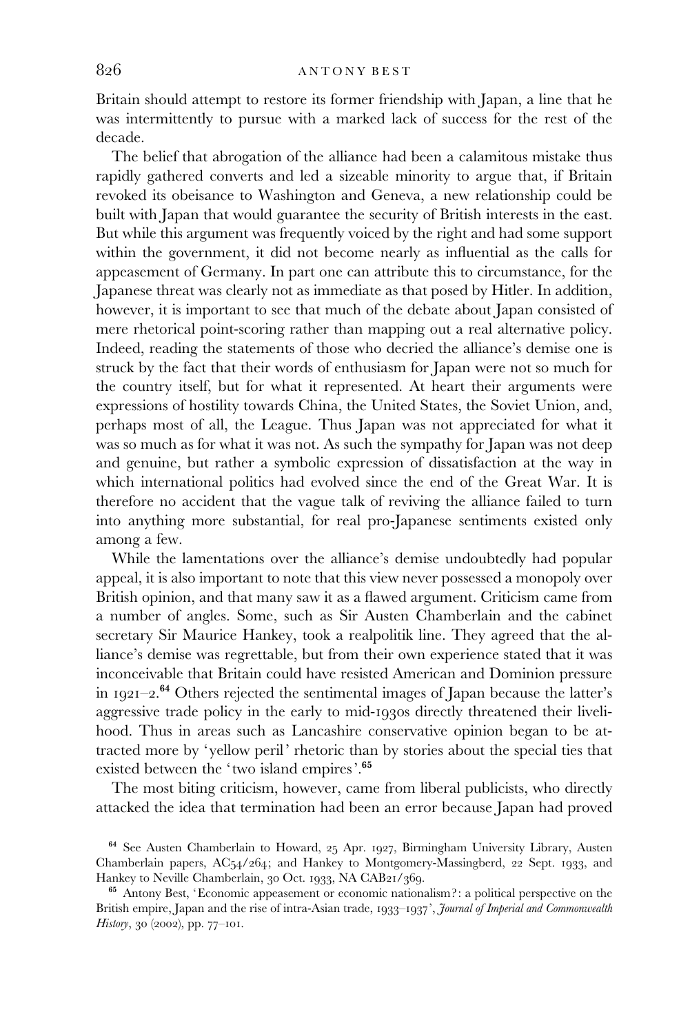Britain should attempt to restore its former friendship with Japan, a line that he was intermittently to pursue with a marked lack of success for the rest of the decade.

The belief that abrogation of the alliance had been a calamitous mistake thus rapidly gathered converts and led a sizeable minority to argue that, if Britain revoked its obeisance to Washington and Geneva, a new relationship could be built with Japan that would guarantee the security of British interests in the east. But while this argument was frequently voiced by the right and had some support within the government, it did not become nearly as influential as the calls for appeasement of Germany. In part one can attribute this to circumstance, for the Japanese threat was clearly not as immediate as that posed by Hitler. In addition, however, it is important to see that much of the debate about Japan consisted of mere rhetorical point-scoring rather than mapping out a real alternative policy. Indeed, reading the statements of those who decried the alliance's demise one is struck by the fact that their words of enthusiasm for Japan were not so much for the country itself, but for what it represented. At heart their arguments were expressions of hostility towards China, the United States, the Soviet Union, and, perhaps most of all, the League. Thus Japan was not appreciated for what it was so much as for what it was not. As such the sympathy for Japan was not deep and genuine, but rather a symbolic expression of dissatisfaction at the way in which international politics had evolved since the end of the Great War. It is therefore no accident that the vague talk of reviving the alliance failed to turn into anything more substantial, for real pro-Japanese sentiments existed only among a few.

While the lamentations over the alliance's demise undoubtedly had popular appeal, it is also important to note that this view never possessed a monopoly over British opinion, and that many saw it as a flawed argument. Criticism came from a number of angles. Some, such as Sir Austen Chamberlain and the cabinet secretary Sir Maurice Hankey, took a realpolitik line. They agreed that the alliance's demise was regrettable, but from their own experience stated that it was inconceivable that Britain could have resisted American and Dominion pressure in 1921–2.[64] Others rejected the sentimental images of Japan because the latter's aggressive trade policy in the early to mid-1930s directly threatened their livelihood. Thus in areas such as Lancashire conservative opinion began to be attracted more by 'yellow peril' rhetoric than by stories about the special ties that existed between the 'two island empires'.[65]

The most biting criticism, however, came from liberal publicists, who directly attacked the idea that termination had been an error because Japan had proved

[64] See Austen Chamberlain to Howard, 25 Apr. 1927, Birmingham University Library, Austen Chamberlain papers, AC54/264; and Hankey to Montgomery-Massingberd, 22 Sept. 1933, and Hankey to Neville Chamberlain, 30 Oct. 1933, NA CAB21/369.

[65] Antony Best, 'Economic appeasement or economic nationalism?: a political perspective on the British empire, Japan and the rise of intra-Asian trade, 1933–1937', *Journal of Imperial and Commonwealth History*, 30 (2002), pp. 77–101.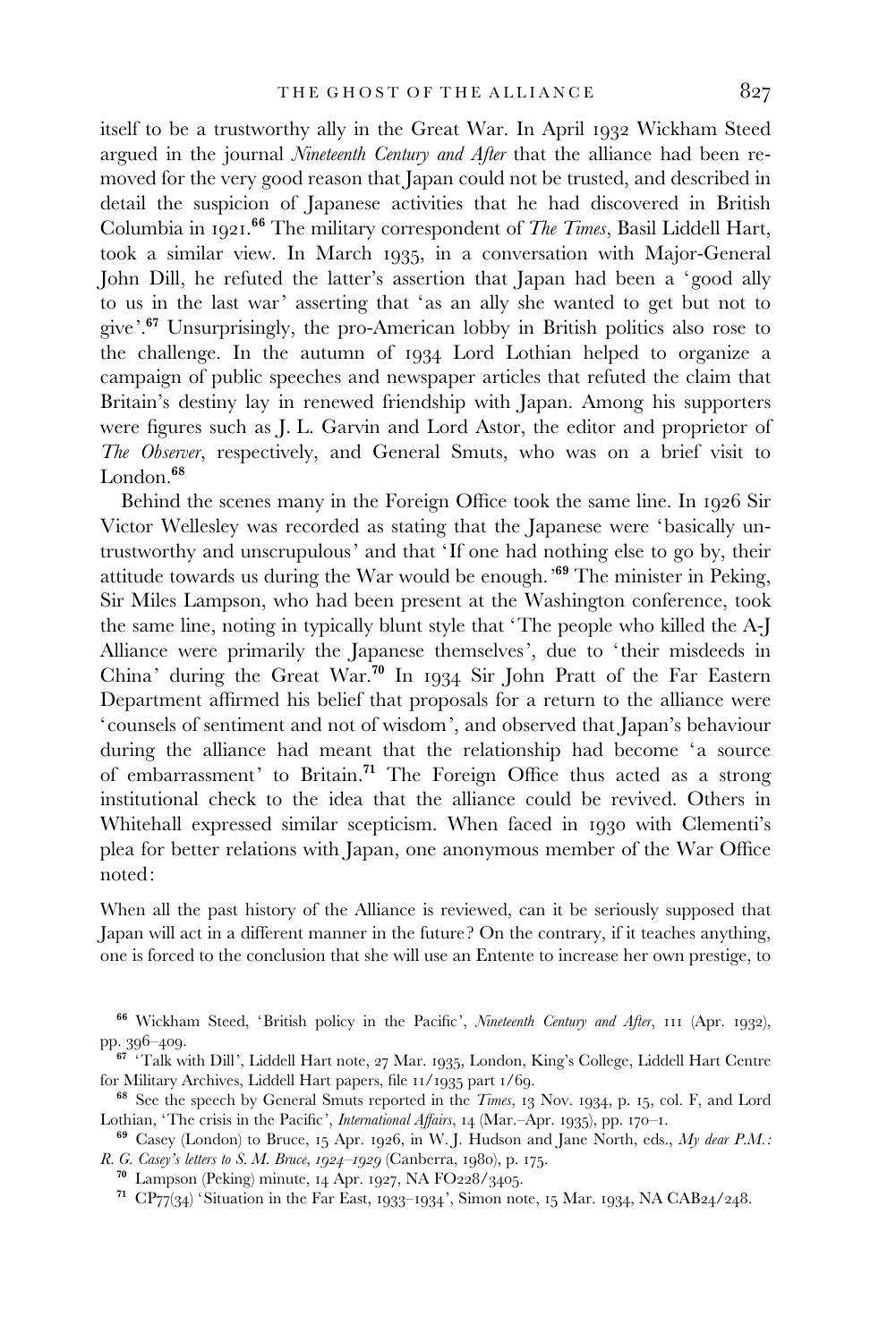itself to be a trustworthy ally in the Great War. In April 1932 Wickham Steed argued in the journal *Nineteenth Century and After* that the alliance had been removed for the very good reason that Japan could not be trusted, and described in detail the suspicion of Japanese activities that he had discovered in British Columbia in 1921.[66] The military correspondent of *The Times*, Basil Liddell Hart, took a similar view. In March 1935, in a conversation with Major-General John Dill, he refuted the latter's assertion that Japan had been a 'good ally to us in the last war' asserting that 'as an ally she wanted to get but not to give'.[67] Unsurprisingly, the pro-American lobby in British politics also rose to the challenge. In the autumn of 1934 Lord Lothian helped to organize a campaign of public speeches and newspaper articles that refuted the claim that Britain's destiny lay in renewed friendship with Japan. Among his supporters were figures such as J. L. Garvin and Lord Astor, the editor and proprietor of *The Observer*, respectively, and General Smuts, who was on a brief visit to London.[68]

Behind the scenes many in the Foreign Office took the same line. In 1926 Sir Victor Wellesley was recorded as stating that the Japanese were 'basically untrustworthy and unscrupulous' and that 'If one had nothing else to go by, their attitude towards us during the War would be enough.'[69] The minister in Peking, Sir Miles Lampson, who had been present at the Washington conference, took the same line, noting in typically blunt style that 'The people who killed the A-J Alliance were primarily the Japanese themselves', due to 'their misdeeds in China' during the Great War.[70] In 1934 Sir John Pratt of the Far Eastern Department affirmed his belief that proposals for a return to the alliance were 'counsels of sentiment and not of wisdom', and observed that Japan's behaviour during the alliance had meant that the relationship had become 'a source of embarrassment' to Britain.[71] The Foreign Office thus acted as a strong institutional check to the idea that the alliance could be revived. Others in Whitehall expressed similar scepticism. When faced in 1930 with Clementi's plea for better relations with Japan, one anonymous member of the War Office noted:

> When all the past history of the Alliance is reviewed, can it be seriously supposed that Japan will act in a different manner in the future? On the contrary, if it teaches anything, one is forced to the conclusion that she will use an Entente to increase her own prestige, to

[66] Wickham Steed, 'British policy in the Pacific', *Nineteenth Century and After*, 111 (Apr. 1932), pp. 396–409.

[67] 'Talk with Dill', Liddell Hart note, 27 Mar. 1935, London, King's College, Liddell Hart Centre for Military Archives, Liddell Hart papers, file 11/1935 part 1/69.

[68] See the speech by General Smuts reported in the *Times*, 13 Nov. 1934, p. 15, col. F, and Lord Lothian, 'The crisis in the Pacific', *International Affairs*, 14 (Mar.–Apr. 1935), pp. 170–1.

[69] Casey (London) to Bruce, 15 Apr. 1926, in W. J. Hudson and Jane North, eds., *My dear P.M.: R. G. Casey's letters to S. M. Bruce, 1924–1929* (Canberra, 1980), p. 175.

[70] Lampson (Peking) minute, 14 Apr. 1927, NA FO228/3405.

[71] CP77(34) 'Situation in the Far East, 1933–1934', Simon note, 15 Mar. 1934, NA CAB24/248.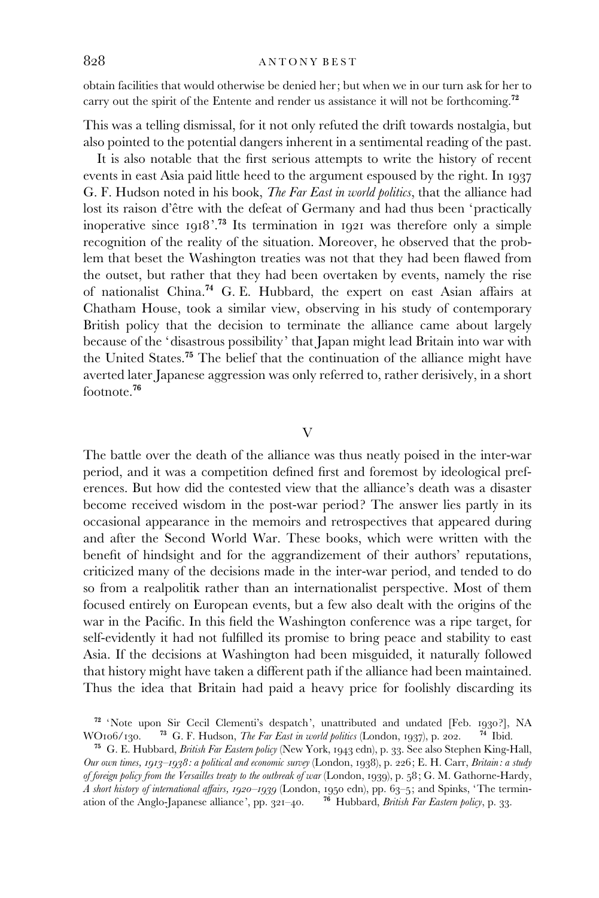obtain facilities that would otherwise be denied her; but when we in our turn ask for her to carry out the spirit of the Entente and render us assistance it will not be forthcoming.[72]

This was a telling dismissal, for it not only refuted the drift towards nostalgia, but also pointed to the potential dangers inherent in a sentimental reading of the past.

It is also notable that the first serious attempts to write the history of recent events in east Asia paid little heed to the argument espoused by the right. In 1937 G. F. Hudson noted in his book, *The Far East in world politics*, that the alliance had lost its raison d'être with the defeat of Germany and had thus been 'practically inoperative since 1918'.[73] Its termination in 1921 was therefore only a simple recognition of the reality of the situation. Moreover, he observed that the problem that beset the Washington treaties was not that they had been flawed from the outset, but rather that they had been overtaken by events, namely the rise of nationalist China.[74] G. E. Hubbard, the expert on east Asian affairs at Chatham House, took a similar view, observing in his study of contemporary British policy that the decision to terminate the alliance came about largely because of the 'disastrous possibility' that Japan might lead Britain into war with the United States.[75] The belief that the continuation of the alliance might have averted later Japanese aggression was only referred to, rather derisively, in a short footnote.[76]

## V

The battle over the death of the alliance was thus neatly poised in the inter-war period, and it was a competition defined first and foremost by ideological preferences. But how did the contested view that the alliance's death was a disaster become received wisdom in the post-war period? The answer lies partly in its occasional appearance in the memoirs and retrospectives that appeared during and after the Second World War. These books, which were written with the benefit of hindsight and for the aggrandizement of their authors' reputations, criticized many of the decisions made in the inter-war period, and tended to do so from a realpolitik rather than an internationalist perspective. Most of them focused entirely on European events, but a few also dealt with the origins of the war in the Pacific. In this field the Washington conference was a ripe target, for self-evidently it had not fulfilled its promise to bring peace and stability to east Asia. If the decisions at Washington had been misguided, it naturally followed that history might have taken a different path if the alliance had been maintained. Thus the idea that Britain had paid a heavy price for foolishly discarding its

[72] 'Note upon Sir Cecil Clementi's despatch', unattributed and undated [Feb. 1930?], NA WO106/130. [73] G. F. Hudson, *The Far East in world politics* (London, 1937), p. 202. [74] Ibid.

[75] G. E. Hubbard, *British Far Eastern policy* (New York, 1943 edn), p. 33. See also Stephen King-Hall, *Our own times, 1913–1938: a political and economic survey* (London, 1938), p. 226; E. H. Carr, *Britain: a study of foreign policy from the Versailles treaty to the outbreak of war* (London, 1939), p. 58; G. M. Gathorne-Hardy, *A short history of international affairs, 1920–1939* (London, 1950 edn), pp. 63–5; and Spinks, 'The termination of the Anglo-Japanese alliance', pp. 321–40. [76] Hubbard, *British Far Eastern policy*, p. 33.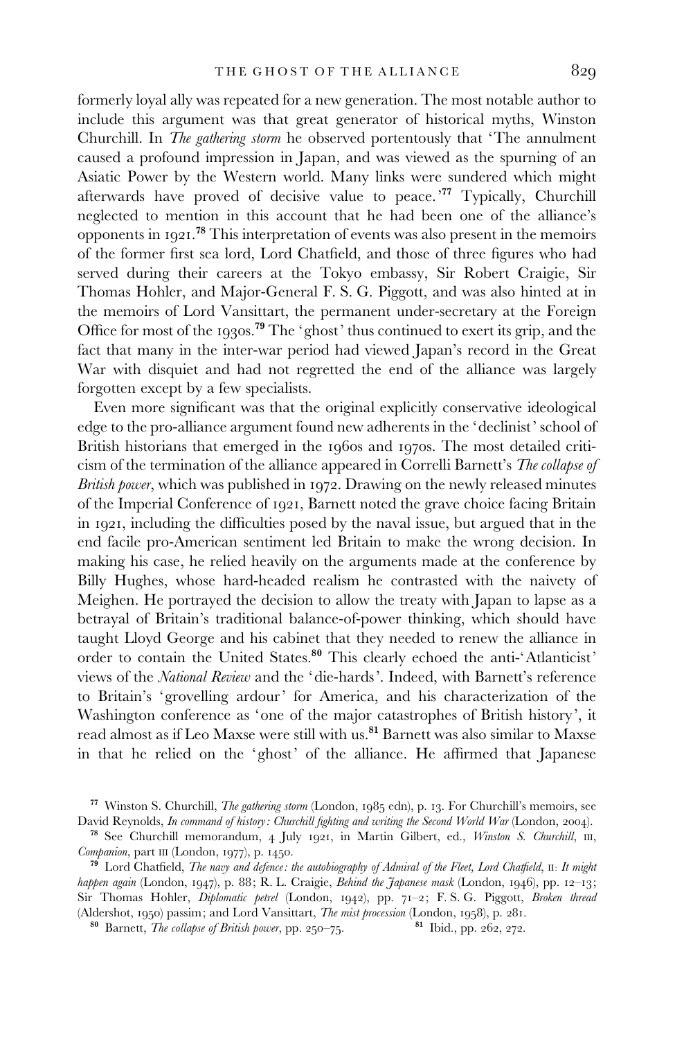formerly loyal ally was repeated for a new generation. The most notable author to include this argument was that great generator of historical myths, Winston Churchill. In *The gathering storm* he observed portentously that 'The annulment caused a profound impression in Japan, and was viewed as the spurning of an Asiatic Power by the Western world. Many links were sundered which might afterwards have proved of decisive value to peace.'[77] Typically, Churchill neglected to mention in this account that he had been one of the alliance's opponents in 1921.[78] This interpretation of events was also present in the memoirs of the former first sea lord, Lord Chatfield, and those of three figures who had served during their careers at the Tokyo embassy, Sir Robert Craigie, Sir Thomas Hohler, and Major-General F. S. G. Piggott, and was also hinted at in the memoirs of Lord Vansittart, the permanent under-secretary at the Foreign Office for most of the 1930s.[79] The 'ghost' thus continued to exert its grip, and the fact that many in the inter-war period had viewed Japan's record in the Great War with disquiet and had not regretted the end of the alliance was largely forgotten except by a few specialists.

Even more significant was that the original explicitly conservative ideological edge to the pro-alliance argument found new adherents in the 'declinist' school of British historians that emerged in the 1960s and 1970s. The most detailed criticism of the termination of the alliance appeared in Correlli Barnett's *The collapse of British power*, which was published in 1972. Drawing on the newly released minutes of the Imperial Conference of 1921, Barnett noted the grave choice facing Britain in 1921, including the difficulties posed by the naval issue, but argued that in the end facile pro-American sentiment led Britain to make the wrong decision. In making his case, he relied heavily on the arguments made at the conference by Billy Hughes, whose hard-headed realism he contrasted with the naivety of Meighen. He portrayed the decision to allow the treaty with Japan to lapse as a betrayal of Britain's traditional balance-of-power thinking, which should have taught Lloyd George and his cabinet that they needed to renew the alliance in order to contain the United States.[80] This clearly echoed the anti-'Atlanticist' views of the *National Review* and the 'die-hards'. Indeed, with Barnett's reference to Britain's 'grovelling ardour' for America, and his characterization of the Washington conference as 'one of the major catastrophes of British history', it read almost as if Leo Maxse were still with us.[81] Barnett was also similar to Maxse in that he relied on the 'ghost' of the alliance. He affirmed that Japanese

---

[77] Winston S. Churchill, *The gathering storm* (London, 1985 edn), p. 13. For Churchill's memoirs, see David Reynolds, *In command of history: Churchill fighting and writing the Second World War* (London, 2004).

[78] See Churchill memorandum, 4 July 1921, in Martin Gilbert, ed., *Winston S. Churchill*, III, *Companion*, part III (London, 1977), p. 1450.

[79] Lord Chatfield, *The navy and defence: the autobiography of Admiral of the Fleet, Lord Chatfield*, II: *It might happen again* (London, 1947), p. 88; R. L. Craigie, *Behind the Japanese mask* (London, 1946), pp. 12–13; Sir Thomas Hohler, *Diplomatic petrel* (London, 1942), pp. 71–2; F. S. G. Piggott, *Broken thread* (Aldershot, 1950) passim; and Lord Vansittart, *The mist procession* (London, 1958), p. 281.

[80] Barnett, *The collapse of British power*, pp. 250–75.

[81] Ibid., pp. 262, 272.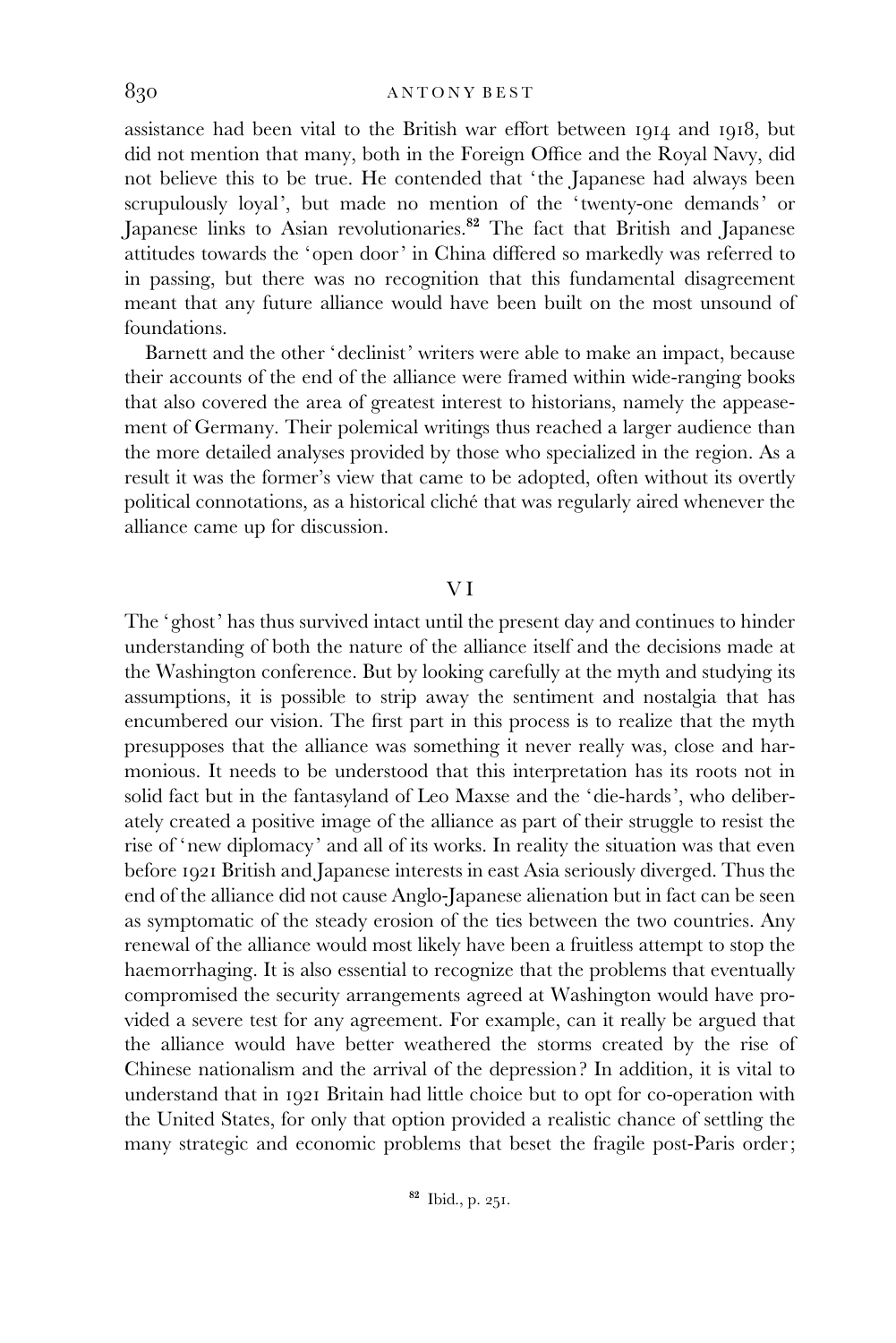assistance had been vital to the British war effort between 1914 and 1918, but did not mention that many, both in the Foreign Office and the Royal Navy, did not believe this to be true. He contended that 'the Japanese had always been scrupulously loyal', but made no mention of the 'twenty-one demands' or Japanese links to Asian revolutionaries.[82] The fact that British and Japanese attitudes towards the 'open door' in China differed so markedly was referred to in passing, but there was no recognition that this fundamental disagreement meant that any future alliance would have been built on the most unsound of foundations.

Barnett and the other 'declinist' writers were able to make an impact, because their accounts of the end of the alliance were framed within wide-ranging books that also covered the area of greatest interest to historians, namely the appeasement of Germany. Their polemical writings thus reached a larger audience than the more detailed analyses provided by those who specialized in the region. As a result it was the former's view that came to be adopted, often without its overtly political connotations, as a historical cliché that was regularly aired whenever the alliance came up for discussion.

## VI

The 'ghost' has thus survived intact until the present day and continues to hinder understanding of both the nature of the alliance itself and the decisions made at the Washington conference. But by looking carefully at the myth and studying its assumptions, it is possible to strip away the sentiment and nostalgia that has encumbered our vision. The first part in this process is to realize that the myth presupposes that the alliance was something it never really was, close and harmonious. It needs to be understood that this interpretation has its roots not in solid fact but in the fantasyland of Leo Maxse and the 'die-hards', who deliberately created a positive image of the alliance as part of their struggle to resist the rise of 'new diplomacy' and all of its works. In reality the situation was that even before 1921 British and Japanese interests in east Asia seriously diverged. Thus the end of the alliance did not cause Anglo-Japanese alienation but in fact can be seen as symptomatic of the steady erosion of the ties between the two countries. Any renewal of the alliance would most likely have been a fruitless attempt to stop the haemorrhaging. It is also essential to recognize that the problems that eventually compromised the security arrangements agreed at Washington would have provided a severe test for any agreement. For example, can it really be argued that the alliance would have better weathered the storms created by the rise of Chinese nationalism and the arrival of the depression? In addition, it is vital to understand that in 1921 Britain had little choice but to opt for co-operation with the United States, for only that option provided a realistic chance of settling the many strategic and economic problems that beset the fragile post-Paris order;

[82] Ibid., p. 251.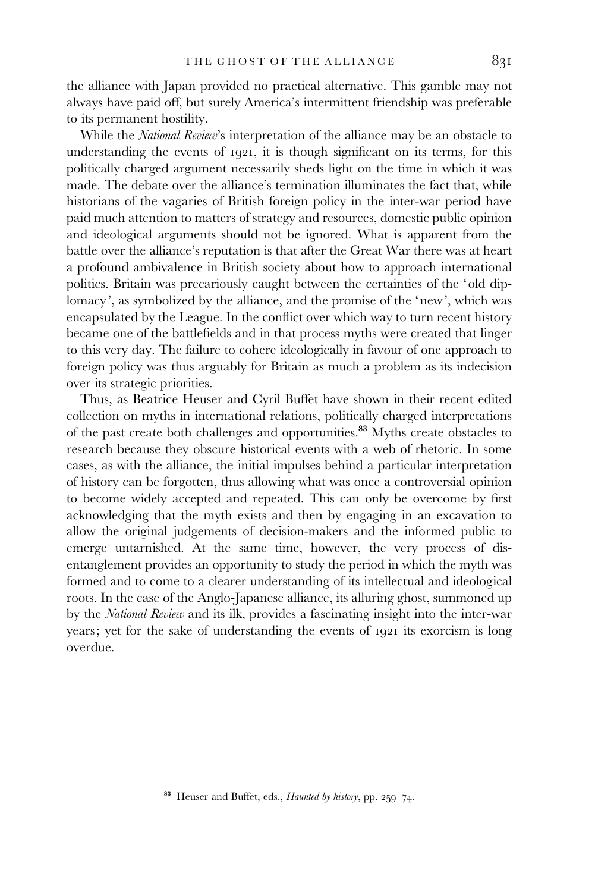the alliance with Japan provided no practical alternative. This gamble may not always have paid off, but surely America's intermittent friendship was preferable to its permanent hostility.

While the *National Review*'s interpretation of the alliance may be an obstacle to understanding the events of 1921, it is though significant on its terms, for this politically charged argument necessarily sheds light on the time in which it was made. The debate over the alliance's termination illuminates the fact that, while historians of the vagaries of British foreign policy in the inter-war period have paid much attention to matters of strategy and resources, domestic public opinion and ideological arguments should not be ignored. What is apparent from the battle over the alliance's reputation is that after the Great War there was at heart a profound ambivalence in British society about how to approach international politics. Britain was precariously caught between the certainties of the 'old diplomacy', as symbolized by the alliance, and the promise of the 'new', which was encapsulated by the League. In the conflict over which way to turn recent history became one of the battlefields and in that process myths were created that linger to this very day. The failure to cohere ideologically in favour of one approach to foreign policy was thus arguably for Britain as much a problem as its indecision over its strategic priorities.

Thus, as Beatrice Heuser and Cyril Buffet have shown in their recent edited collection on myths in international relations, politically charged interpretations of the past create both challenges and opportunities.[83] Myths create obstacles to research because they obscure historical events with a web of rhetoric. In some cases, as with the alliance, the initial impulses behind a particular interpretation of history can be forgotten, thus allowing what was once a controversial opinion to become widely accepted and repeated. This can only be overcome by first acknowledging that the myth exists and then by engaging in an excavation to allow the original judgements of decision-makers and the informed public to emerge untarnished. At the same time, however, the very process of disentanglement provides an opportunity to study the period in which the myth was formed and to come to a clearer understanding of its intellectual and ideological roots. In the case of the Anglo-Japanese alliance, its alluring ghost, summoned up by the *National Review* and its ilk, provides a fascinating insight into the inter-war years; yet for the sake of understanding the events of 1921 its exorcism is long overdue.

[83] Heuser and Buffet, eds., *Haunted by history*, pp. 259–74.